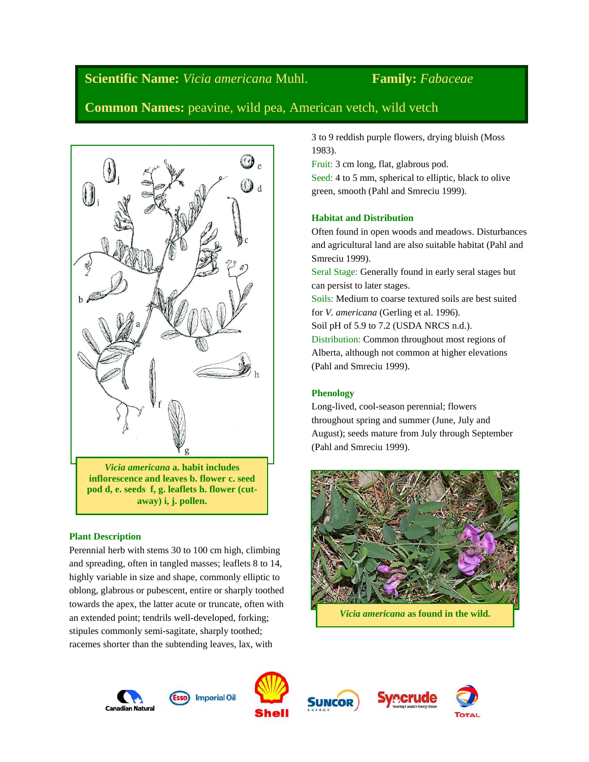**Scientific Name:** *Vicia americana* Muhl. **Family:** *Fabaceae*

**Common Names:** peavine, wild pea, American vetch, wild vetch

***Vicia americana*** **a. habit includes inflorescence and leaves b. flower c. seed pod d, e. seeds f, g. leaflets h. flower (cut-away) i, j. pollen.**

### Plant Description

Perennial herb with stems 30 to 100 cm high, climbing and spreading, often in tangled masses; leaflets 8 to 14, highly variable in size and shape, commonly elliptic to oblong, glabrous or pubescent, entire or sharply toothed towards the apex, the latter acute or truncate, often with an extended point; tendrils well-developed, forking; stipules commonly semi-sagitate, sharply toothed; racemes shorter than the subtending leaves, lax, with 3 to 9 reddish purple flowers, drying bluish (Moss 1983).

Fruit: 3 cm long, flat, glabrous pod.

Seed: 4 to 5 mm, spherical to elliptic, black to olive green, smooth (Pahl and Smreciu 1999).

### Habitat and Distribution

Often found in open woods and meadows. Disturbances and agricultural land are also suitable habitat (Pahl and Smreciu 1999).

Seral Stage: Generally found in early seral stages but can persist to later stages.

Soils: Medium to coarse textured soils are best suited for *V. americana* (Gerling et al. 1996).

Soil pH of 5.9 to 7.2 (USDA NRCS n.d.).

Distribution: Common throughout most regions of Alberta, although not common at higher elevations (Pahl and Smreciu 1999).

### Phenology

Long-lived, cool-season perennial; flowers throughout spring and summer (June, July and August); seeds mature from July through September (Pahl and Smreciu 1999).

***Vicia americana*** **as found in the wild.**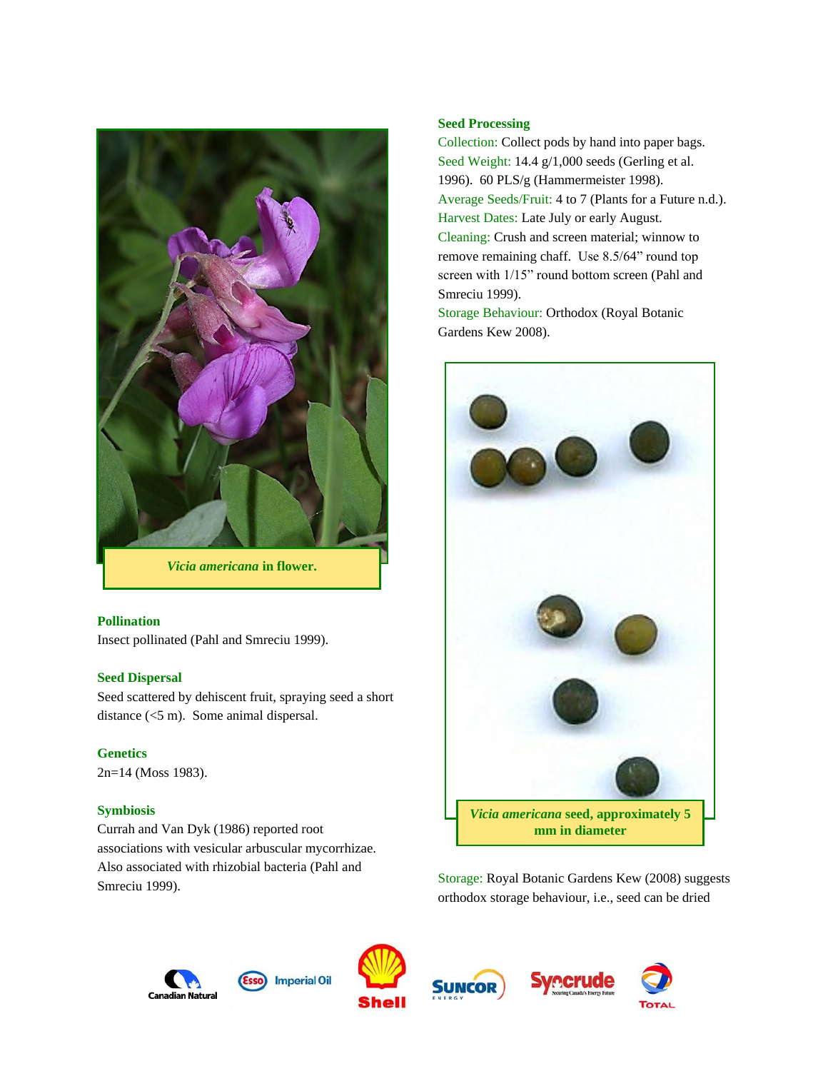*Vicia americana* **in flower.**

**Pollination**

Insect pollinated (Pahl and Smreciu 1999).

**Seed Dispersal**

Seed scattered by dehiscent fruit, spraying seed a short distance (<5 m). Some animal dispersal.

**Genetics**

2n=14 (Moss 1983).

**Symbiosis**

Currah and Van Dyk (1986) reported root associations with vesicular arbuscular mycorrhizae. Also associated with rhizobial bacteria (Pahl and Smreciu 1999).

**Seed Processing**

Collection: Collect pods by hand into paper bags.
Seed Weight: 14.4 g/1,000 seeds (Gerling et al. 1996). 60 PLS/g (Hammermeister 1998).
Average Seeds/Fruit: 4 to 7 (Plants for a Future n.d.).
Harvest Dates: Late July or early August.
Cleaning: Crush and screen material; winnow to remove remaining chaff. Use 8.5/64" round top screen with 1/15" round bottom screen (Pahl and Smreciu 1999).
Storage Behaviour: Orthodox (Royal Botanic Gardens Kew 2008).

*Vicia americana* **seed, approximately 5 mm in diameter**

Storage: Royal Botanic Gardens Kew (2008) suggests orthodox storage behaviour, i.e., seed can be dried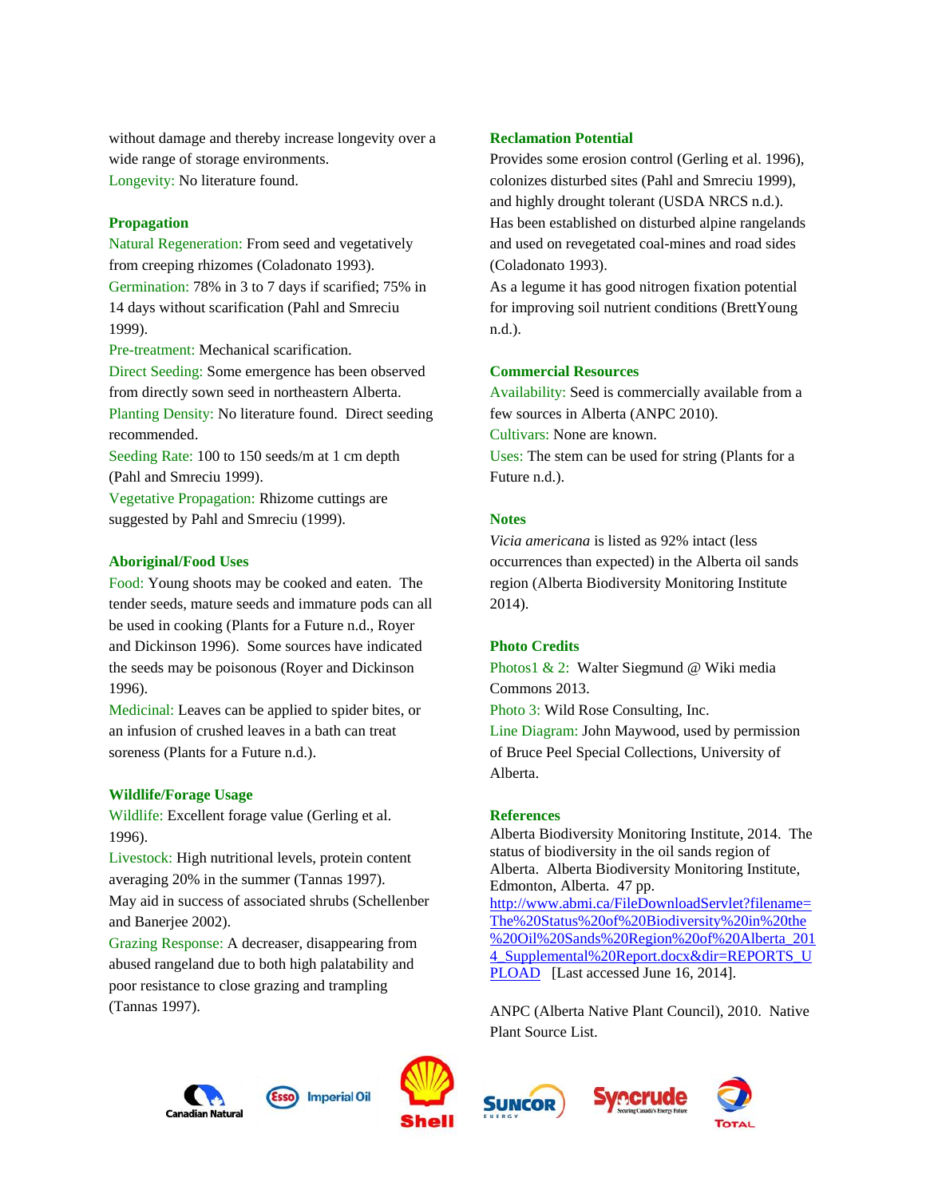without damage and thereby increase longevity over a wide range of storage environments.
Longevity: No literature found.

### Propagation

Natural Regeneration: From seed and vegetatively from creeping rhizomes (Coladonato 1993).
Germination: 78% in 3 to 7 days if scarified; 75% in 14 days without scarification (Pahl and Smreciu 1999).
Pre-treatment: Mechanical scarification.
Direct Seeding: Some emergence has been observed from directly sown seed in northeastern Alberta.
Planting Density: No literature found. Direct seeding recommended.
Seeding Rate: 100 to 150 seeds/m at 1 cm depth (Pahl and Smreciu 1999).
Vegetative Propagation: Rhizome cuttings are suggested by Pahl and Smreciu (1999).

### Aboriginal/Food Uses

Food: Young shoots may be cooked and eaten. The tender seeds, mature seeds and immature pods can all be used in cooking (Plants for a Future n.d., Royer and Dickinson 1996). Some sources have indicated the seeds may be poisonous (Royer and Dickinson 1996).
Medicinal: Leaves can be applied to spider bites, or an infusion of crushed leaves in a bath can treat soreness (Plants for a Future n.d.).

### Wildlife/Forage Usage

Wildlife: Excellent forage value (Gerling et al. 1996).
Livestock: High nutritional levels, protein content averaging 20% in the summer (Tannas 1997).
May aid in success of associated shrubs (Schellenber and Banerjee 2002).
Grazing Response: A decreaser, disappearing from abused rangeland due to both high palatability and poor resistance to close grazing and trampling (Tannas 1997).

### Reclamation Potential

Provides some erosion control (Gerling et al. 1996), colonizes disturbed sites (Pahl and Smreciu 1999), and highly drought tolerant (USDA NRCS n.d.).
Has been established on disturbed alpine rangelands and used on revegetated coal-mines and road sides (Coladonato 1993).
As a legume it has good nitrogen fixation potential for improving soil nutrient conditions (BrettYoung n.d.).

### Commercial Resources

Availability: Seed is commercially available from a few sources in Alberta (ANPC 2010).
Cultivars: None are known.
Uses: The stem can be used for string (Plants for a Future n.d.).

### Notes

*Vicia americana* is listed as 92% intact (less occurrences than expected) in the Alberta oil sands region (Alberta Biodiversity Monitoring Institute 2014).

### Photo Credits

Photos1 & 2: Walter Siegmund @ Wiki media Commons 2013.
Photo 3: Wild Rose Consulting, Inc.
Line Diagram: John Maywood, used by permission of Bruce Peel Special Collections, University of Alberta.

### References

Alberta Biodiversity Monitoring Institute, 2014. The status of biodiversity in the oil sands region of Alberta. Alberta Biodiversity Monitoring Institute, Edmonton, Alberta. 47 pp. http://www.abmi.ca/FileDownloadServlet?filename=The%20Status%20of%20Biodiversity%20in%20the%20Oil%20Sands%20Region%20of%20Alberta_2014_Supplemental%20Report.docx&dir=REPORTS_UPLOAD [Last accessed June 16, 2014].

ANPC (Alberta Native Plant Council), 2010. Native Plant Source List.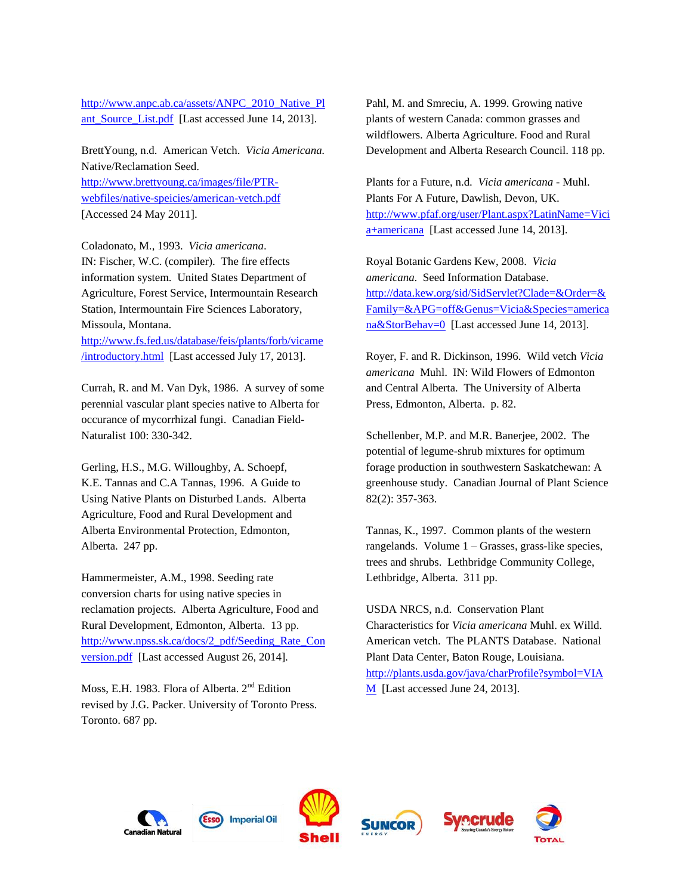http://www.anpc.ab.ca/assets/ANPC_2010_Native_Plant_Source_List.pdf [Last accessed June 14, 2013].

BrettYoung, n.d. American Vetch. *Vicia Americana*. Native/Reclamation Seed. http://www.brettyoung.ca/images/file/PTR-webfiles/native-speicies/american-vetch.pdf [Accessed 24 May 2011].

Coladonato, M., 1993. *Vicia americana*. IN: Fischer, W.C. (compiler). The fire effects information system. United States Department of Agriculture, Forest Service, Intermountain Research Station, Intermountain Fire Sciences Laboratory, Missoula, Montana. http://www.fs.fed.us/database/feis/plants/forb/vicame/introductory.html [Last accessed July 17, 2013].

Currah, R. and M. Van Dyk, 1986. A survey of some perennial vascular plant species native to Alberta for occurance of mycorrhizal fungi. Canadian Field-Naturalist 100: 330-342.

Gerling, H.S., M.G. Willoughby, A. Schoepf, K.E. Tannas and C.A Tannas, 1996. A Guide to Using Native Plants on Disturbed Lands. Alberta Agriculture, Food and Rural Development and Alberta Environmental Protection, Edmonton, Alberta. 247 pp.

Hammermeister, A.M., 1998. Seeding rate conversion charts for using native species in reclamation projects. Alberta Agriculture, Food and Rural Development, Edmonton, Alberta. 13 pp. http://www.npss.sk.ca/docs/2_pdf/Seeding_Rate_Conversion.pdf [Last accessed August 26, 2014].

Moss, E.H. 1983. Flora of Alberta. 2nd Edition revised by J.G. Packer. University of Toronto Press. Toronto. 687 pp.

Pahl, M. and Smreciu, A. 1999. Growing native plants of western Canada: common grasses and wildflowers. Alberta Agriculture. Food and Rural Development and Alberta Research Council. 118 pp.

Plants for a Future, n.d. *Vicia americana* - Muhl. Plants For A Future, Dawlish, Devon, UK. http://www.pfaf.org/user/Plant.aspx?LatinName=Vicia+americana [Last accessed June 14, 2013].

Royal Botanic Gardens Kew, 2008. *Vicia americana*. Seed Information Database. http://data.kew.org/sid/SidServlet?Clade=&Order=&Family=&APG=off&Genus=Vicia&Species=americana&StorBehav=0 [Last accessed June 14, 2013].

Royer, F. and R. Dickinson, 1996. Wild vetch *Vicia americana* Muhl. IN: Wild Flowers of Edmonton and Central Alberta. The University of Alberta Press, Edmonton, Alberta. p. 82.

Schellenber, M.P. and M.R. Banerjee, 2002. The potential of legume-shrub mixtures for optimum forage production in southwestern Saskatchewan: A greenhouse study. Canadian Journal of Plant Science 82(2): 357-363.

Tannas, K., 1997. Common plants of the western rangelands. Volume 1 – Grasses, grass-like species, trees and shrubs. Lethbridge Community College, Lethbridge, Alberta. 311 pp.

USDA NRCS, n.d. Conservation Plant Characteristics for *Vicia americana* Muhl. ex Willd. American vetch. The PLANTS Database. National Plant Data Center, Baton Rouge, Louisiana. http://plants.usda.gov/java/charProfile?symbol=VIAM [Last accessed June 24, 2013].